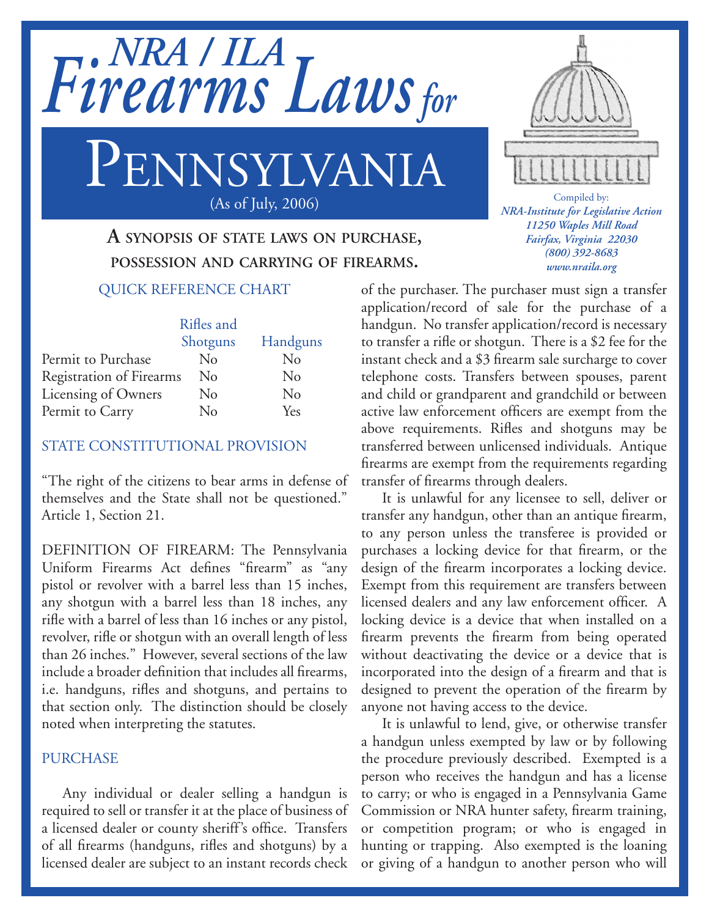# NRA / ILA Firearms Laws for Pennsylvania

(As of July, 2006)

Compiled by:
*NRA-Institute for Legislative Action*
*11250 Waples Mill Road*
*Fairfax, Virginia 22030*
*(800) 392-8683*
*www.nraila.org*

## A synopsis of state laws on purchase, possession and carrying of firearms.

### QUICK REFERENCE CHART

| | Rifles and Shotguns | Handguns |
|---|---|---|
| Permit to Purchase | No | No |
| Registration of Firearms | No | No |
| Licensing of Owners | No | No |
| Permit to Carry | No | Yes |

### STATE CONSTITUTIONAL PROVISION

"The right of the citizens to bear arms in defense of themselves and the State shall not be questioned." Article 1, Section 21.

DEFINITION OF FIREARM: The Pennsylvania Uniform Firearms Act defines "firearm" as "any pistol or revolver with a barrel less than 15 inches, any shotgun with a barrel less than 18 inches, any rifle with a barrel of less than 16 inches or any pistol, revolver, rifle or shotgun with an overall length of less than 26 inches." However, several sections of the law include a broader definition that includes all firearms, i.e. handguns, rifles and shotguns, and pertains to that section only. The distinction should be closely noted when interpreting the statutes.

### PURCHASE

Any individual or dealer selling a handgun is required to sell or transfer it at the place of business of a licensed dealer or county sheriff's office. Transfers of all firearms (handguns, rifles and shotguns) by a licensed dealer are subject to an instant records check of the purchaser. The purchaser must sign a transfer application/record of sale for the purchase of a handgun. No transfer application/record is necessary to transfer a rifle or shotgun. There is a $2 fee for the instant check and a $3 firearm sale surcharge to cover telephone costs. Transfers between spouses, parent and child or grandparent and grandchild or between active law enforcement officers are exempt from the above requirements. Rifles and shotguns may be transferred between unlicensed individuals. Antique firearms are exempt from the requirements regarding transfer of firearms through dealers.

It is unlawful for any licensee to sell, deliver or transfer any handgun, other than an antique firearm, to any person unless the transferee is provided or purchases a locking device for that firearm, or the design of the firearm incorporates a locking device. Exempt from this requirement are transfers between licensed dealers and any law enforcement officer. A locking device is a device that when installed on a firearm prevents the firearm from being operated without deactivating the device or a device that is incorporated into the design of a firearm and that is designed to prevent the operation of the firearm by anyone not having access to the device.

It is unlawful to lend, give, or otherwise transfer a handgun unless exempted by law or by following the procedure previously described. Exempted is a person who receives the handgun and has a license to carry; or who is engaged in a Pennsylvania Game Commission or NRA hunter safety, firearm training, or competition program; or who is engaged in hunting or trapping. Also exempted is the loaning or giving of a handgun to another person who will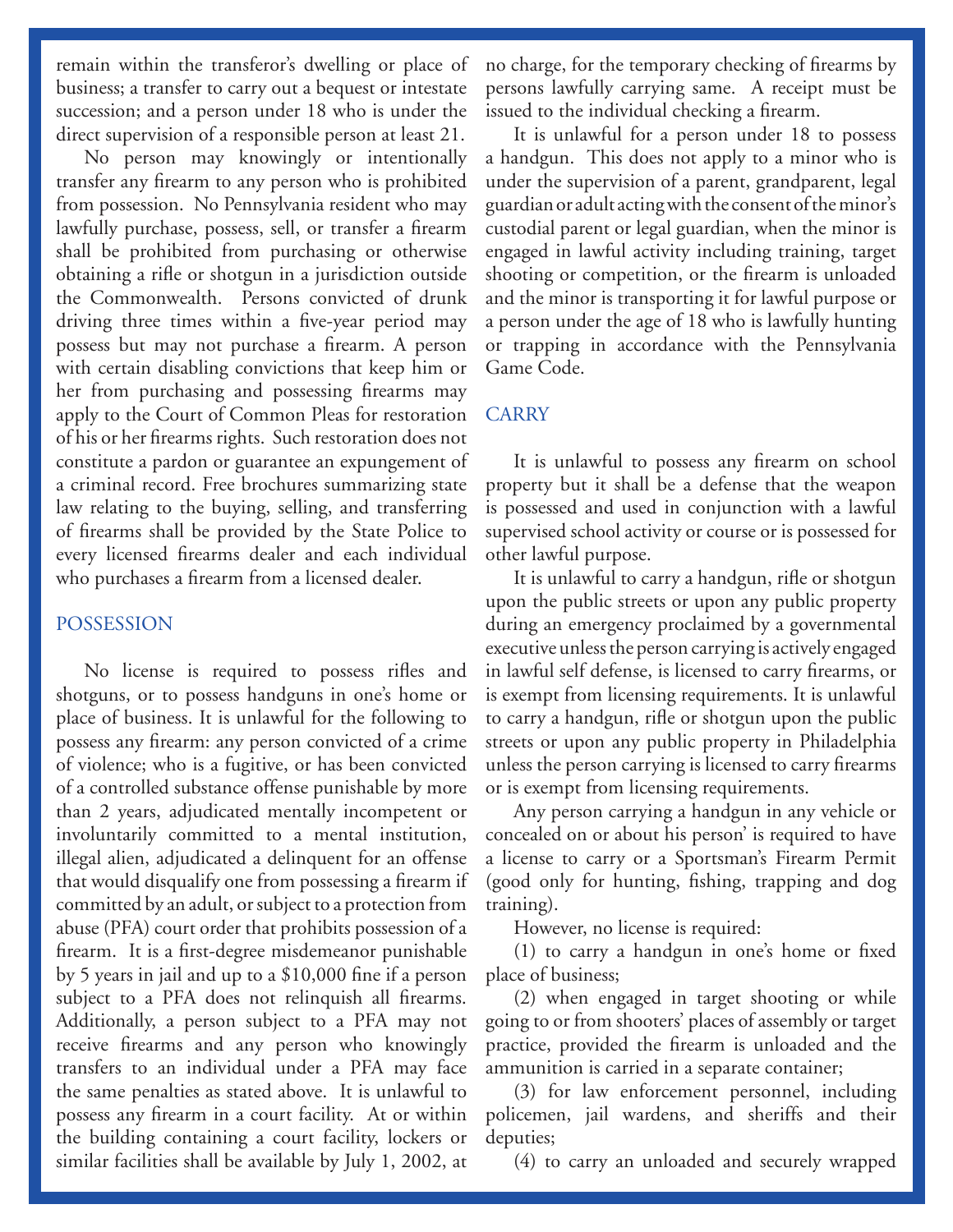remain within the transferor's dwelling or place of business; a transfer to carry out a bequest or intestate succession; and a person under 18 who is under the direct supervision of a responsible person at least 21.

No person may knowingly or intentionally transfer any firearm to any person who is prohibited from possession. No Pennsylvania resident who may lawfully purchase, possess, sell, or transfer a firearm shall be prohibited from purchasing or otherwise obtaining a rifle or shotgun in a jurisdiction outside the Commonwealth. Persons convicted of drunk driving three times within a five-year period may possess but may not purchase a firearm. A person with certain disabling convictions that keep him or her from purchasing and possessing firearms may apply to the Court of Common Pleas for restoration of his or her firearms rights. Such restoration does not constitute a pardon or guarantee an expungement of a criminal record. Free brochures summarizing state law relating to the buying, selling, and transferring of firearms shall be provided by the State Police to every licensed firearms dealer and each individual who purchases a firearm from a licensed dealer.

## POSSESSION

No license is required to possess rifles and shotguns, or to possess handguns in one's home or place of business. It is unlawful for the following to possess any firearm: any person convicted of a crime of violence; who is a fugitive, or has been convicted of a controlled substance offense punishable by more than 2 years, adjudicated mentally incompetent or involuntarily committed to a mental institution, illegal alien, adjudicated a delinquent for an offense that would disqualify one from possessing a firearm if committed by an adult, or subject to a protection from abuse (PFA) court order that prohibits possession of a firearm. It is a first-degree misdemeanor punishable by 5 years in jail and up to a $10,000 fine if a person subject to a PFA does not relinquish all firearms. Additionally, a person subject to a PFA may not receive firearms and any person who knowingly transfers to an individual under a PFA may face the same penalties as stated above. It is unlawful to possess any firearm in a court facility. At or within the building containing a court facility, lockers or similar facilities shall be available by July 1, 2002, at no charge, for the temporary checking of firearms by persons lawfully carrying same. A receipt must be issued to the individual checking a firearm.

It is unlawful for a person under 18 to possess a handgun. This does not apply to a minor who is under the supervision of a parent, grandparent, legal guardian or adult acting with the consent of the minor's custodial parent or legal guardian, when the minor is engaged in lawful activity including training, target shooting or competition, or the firearm is unloaded and the minor is transporting it for lawful purpose or a person under the age of 18 who is lawfully hunting or trapping in accordance with the Pennsylvania Game Code.

## CARRY

It is unlawful to possess any firearm on school property but it shall be a defense that the weapon is possessed and used in conjunction with a lawful supervised school activity or course or is possessed for other lawful purpose.

It is unlawful to carry a handgun, rifle or shotgun upon the public streets or upon any public property during an emergency proclaimed by a governmental executive unless the person carrying is actively engaged in lawful self defense, is licensed to carry firearms, or is exempt from licensing requirements. It is unlawful to carry a handgun, rifle or shotgun upon the public streets or upon any public property in Philadelphia unless the person carrying is licensed to carry firearms or is exempt from licensing requirements.

Any person carrying a handgun in any vehicle or concealed on or about his person' is required to have a license to carry or a Sportsman's Firearm Permit (good only for hunting, fishing, trapping and dog training).

However, no license is required:

(1) to carry a handgun in one's home or fixed place of business;

(2) when engaged in target shooting or while going to or from shooters' places of assembly or target practice, provided the firearm is unloaded and the ammunition is carried in a separate container;

(3) for law enforcement personnel, including policemen, jail wardens, and sheriffs and their deputies;

(4) to carry an unloaded and securely wrapped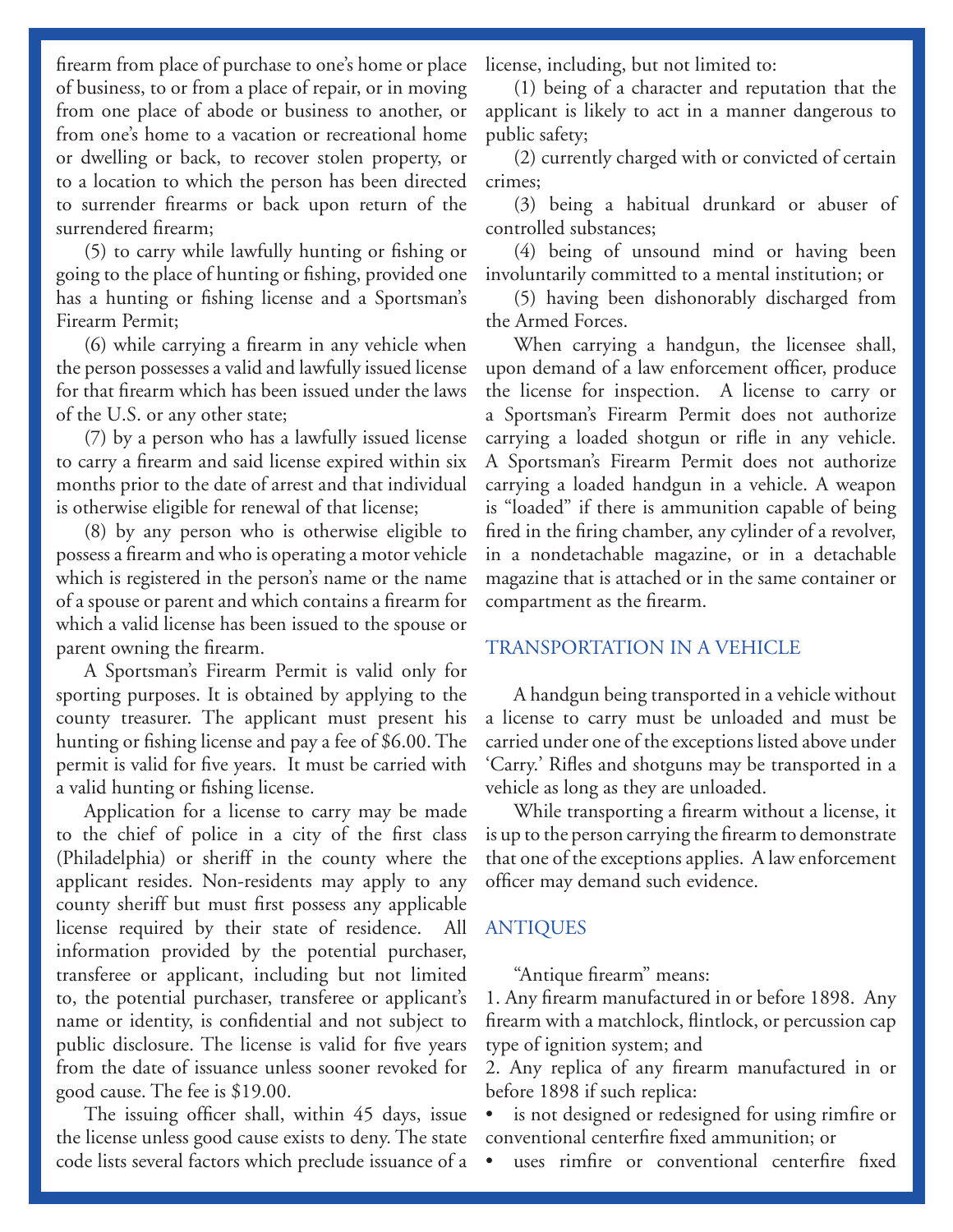firearm from place of purchase to one's home or place of business, to or from a place of repair, or in moving from one place of abode or business to another, or from one's home to a vacation or recreational home or dwelling or back, to recover stolen property, or to a location to which the person has been directed to surrender firearms or back upon return of the surrendered firearm;

(5) to carry while lawfully hunting or fishing or going to the place of hunting or fishing, provided one has a hunting or fishing license and a Sportsman's Firearm Permit;

(6) while carrying a firearm in any vehicle when the person possesses a valid and lawfully issued license for that firearm which has been issued under the laws of the U.S. or any other state;

(7) by a person who has a lawfully issued license to carry a firearm and said license expired within six months prior to the date of arrest and that individual is otherwise eligible for renewal of that license;

(8) by any person who is otherwise eligible to possess a firearm and who is operating a motor vehicle which is registered in the person's name or the name of a spouse or parent and which contains a firearm for which a valid license has been issued to the spouse or parent owning the firearm.

A Sportsman's Firearm Permit is valid only for sporting purposes. It is obtained by applying to the county treasurer. The applicant must present his hunting or fishing license and pay a fee of $6.00. The permit is valid for five years. It must be carried with a valid hunting or fishing license.

Application for a license to carry may be made to the chief of police in a city of the first class (Philadelphia) or sheriff in the county where the applicant resides. Non-residents may apply to any county sheriff but must first possess any applicable license required by their state of residence. All information provided by the potential purchaser, transferee or applicant, including but not limited to, the potential purchaser, transferee or applicant's name or identity, is confidential and not subject to public disclosure. The license is valid for five years from the date of issuance unless sooner revoked for good cause. The fee is $19.00.

The issuing officer shall, within 45 days, issue the license unless good cause exists to deny. The state code lists several factors which preclude issuance of a license, including, but not limited to:

(1) being of a character and reputation that the applicant is likely to act in a manner dangerous to public safety;

(2) currently charged with or convicted of certain crimes;

(3) being a habitual drunkard or abuser of controlled substances;

(4) being of unsound mind or having been involuntarily committed to a mental institution; or

(5) having been dishonorably discharged from the Armed Forces.

When carrying a handgun, the licensee shall, upon demand of a law enforcement officer, produce the license for inspection. A license to carry or a Sportsman's Firearm Permit does not authorize carrying a loaded shotgun or rifle in any vehicle. A Sportsman's Firearm Permit does not authorize carrying a loaded handgun in a vehicle. A weapon is "loaded" if there is ammunition capable of being fired in the firing chamber, any cylinder of a revolver, in a nondetachable magazine, or in a detachable magazine that is attached or in the same container or compartment as the firearm.

## TRANSPORTATION IN A VEHICLE

A handgun being transported in a vehicle without a license to carry must be unloaded and must be carried under one of the exceptions listed above under 'Carry.' Rifles and shotguns may be transported in a vehicle as long as they are unloaded.

While transporting a firearm without a license, it is up to the person carrying the firearm to demonstrate that one of the exceptions applies. A law enforcement officer may demand such evidence.

## ANTIQUES

"Antique firearm" means:

1. Any firearm manufactured in or before 1898. Any firearm with a matchlock, flintlock, or percussion cap type of ignition system; and
2. Any replica of any firearm manufactured in or before 1898 if such replica:

- is not designed or redesigned for using rimfire or conventional centerfire fixed ammunition; or
- uses rimfire or conventional centerfire fixed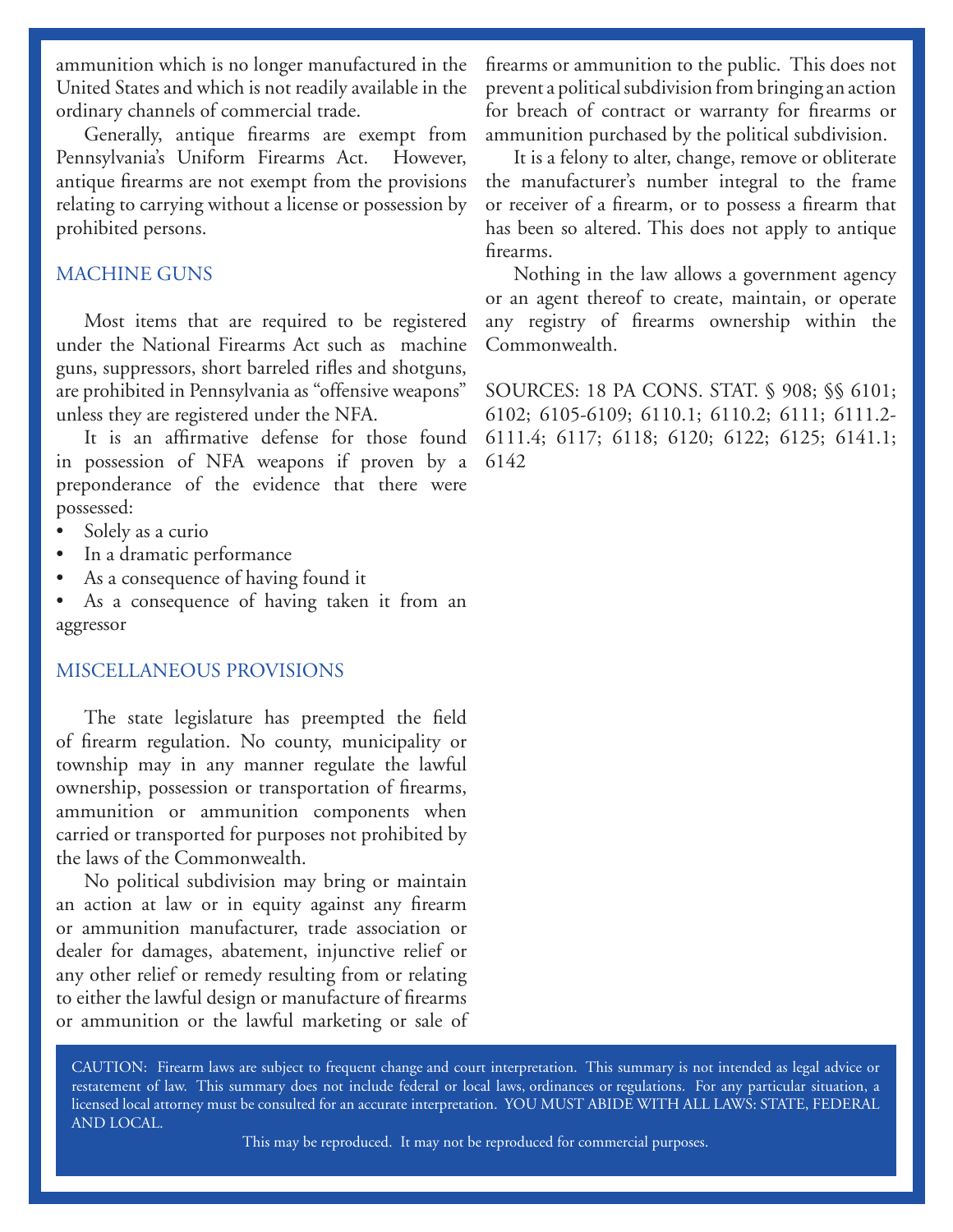ammunition which is no longer manufactured in the United States and which is not readily available in the ordinary channels of commercial trade.

Generally, antique firearms are exempt from Pennsylvania's Uniform Firearms Act. However, antique firearms are not exempt from the provisions relating to carrying without a license or possession by prohibited persons.

## MACHINE GUNS

Most items that are required to be registered under the National Firearms Act such as machine guns, suppressors, short barreled rifles and shotguns, are prohibited in Pennsylvania as "offensive weapons" unless they are registered under the NFA.

It is an affirmative defense for those found in possession of NFA weapons if proven by a preponderance of the evidence that there were possessed:

- Solely as a curio
- In a dramatic performance
- As a consequence of having found it
- As a consequence of having taken it from an aggressor

## MISCELLANEOUS PROVISIONS

The state legislature has preempted the field of firearm regulation. No county, municipality or township may in any manner regulate the lawful ownership, possession or transportation of firearms, ammunition or ammunition components when carried or transported for purposes not prohibited by the laws of the Commonwealth.

No political subdivision may bring or maintain an action at law or in equity against any firearm or ammunition manufacturer, trade association or dealer for damages, abatement, injunctive relief or any other relief or remedy resulting from or relating to either the lawful design or manufacture of firearms or ammunition or the lawful marketing or sale of firearms or ammunition to the public. This does not prevent a political subdivision from bringing an action for breach of contract or warranty for firearms or ammunition purchased by the political subdivision.

It is a felony to alter, change, remove or obliterate the manufacturer's number integral to the frame or receiver of a firearm, or to possess a firearm that has been so altered. This does not apply to antique firearms.

Nothing in the law allows a government agency or an agent thereof to create, maintain, or operate any registry of firearms ownership within the Commonwealth.

SOURCES: 18 PA CONS. STAT. § 908; §§ 6101; 6102; 6105-6109; 6110.1; 6110.2; 6111; 6111.2-6111.4; 6117; 6118; 6120; 6122; 6125; 6141.1; 6142

CAUTION: Firearm laws are subject to frequent change and court interpretation. This summary is not intended as legal advice or restatement of law. This summary does not include federal or local laws, ordinances or regulations. For any particular situation, a licensed local attorney must be consulted for an accurate interpretation. YOU MUST ABIDE WITH ALL LAWS: STATE, FEDERAL AND LOCAL.

This may be reproduced. It may not be reproduced for commercial purposes.